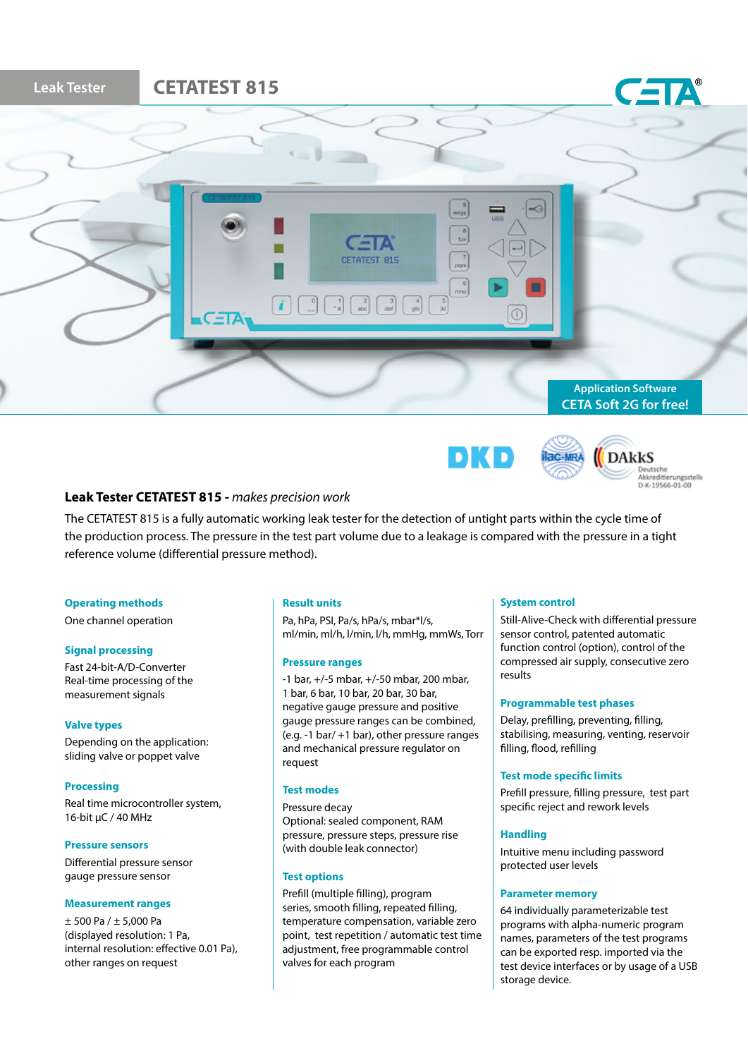Leak Tester

# CETATEST 815

Application Software
CETA Soft 2G for free!

DKD

ilac-MRA

DAkkS Deutsche Akkreditierungsstelle D-K-19566-01-00

## Leak Tester CETATEST 815 - *makes precision work*

The CETATEST 815 is a fully automatic working leak tester for the detection of untight parts within the cycle time of the production process. The pressure in the test part volume due to a leakage is compared with the pressure in a tight reference volume (differential pressure method).

### Operating methods

One channel operation

### Signal processing

Fast 24-bit-A/D-Converter
Real-time processing of the measurement signals

### Valve types

Depending on the application: sliding valve or poppet valve

### Processing

Real time microcontroller system, 16-bit µC / 40 MHz

### Pressure sensors

Differential pressure sensor
gauge pressure sensor

### Measurement ranges

± 500 Pa / ± 5,000 Pa
(displayed resolution: 1 Pa, internal resolution: effective 0.01 Pa), other ranges on request

### Result units

Pa, hPa, PSI, Pa/s, hPa/s, mbar*l/s, ml/min, ml/h, l/min, l/h, mmHg, mmWs, Torr

### Pressure ranges

-1 bar, +/-5 mbar, +/-50 mbar, 200 mbar, 1 bar, 6 bar, 10 bar, 20 bar, 30 bar, negative gauge pressure and positive gauge pressure ranges can be combined, (e.g. -1 bar/ +1 bar), other pressure ranges and mechanical pressure regulator on request

### Test modes

Pressure decay
Optional: sealed component, RAM pressure, pressure steps, pressure rise (with double leak connector)

### Test options

Prefill (multiple filling), program series, smooth filling, repeated filling, temperature compensation, variable zero point, test repetition / automatic test time adjustment, free programmable control valves for each program

### System control

Still-Alive-Check with differential pressure sensor control, patented automatic function control (option), control of the compressed air supply, consecutive zero results

### Programmable test phases

Delay, prefilling, preventing, filling, stabilising, measuring, venting, reservoir filling, flood, refilling

### Test mode specific limits

Prefill pressure, filling pressure, test part specific reject and rework levels

### Handling

Intuitive menu including password protected user levels

### Parameter memory

64 individually parameterizable test programs with alpha-numeric program names, parameters of the test programs can be exported resp. imported via the test device interfaces or by usage of a USB storage device.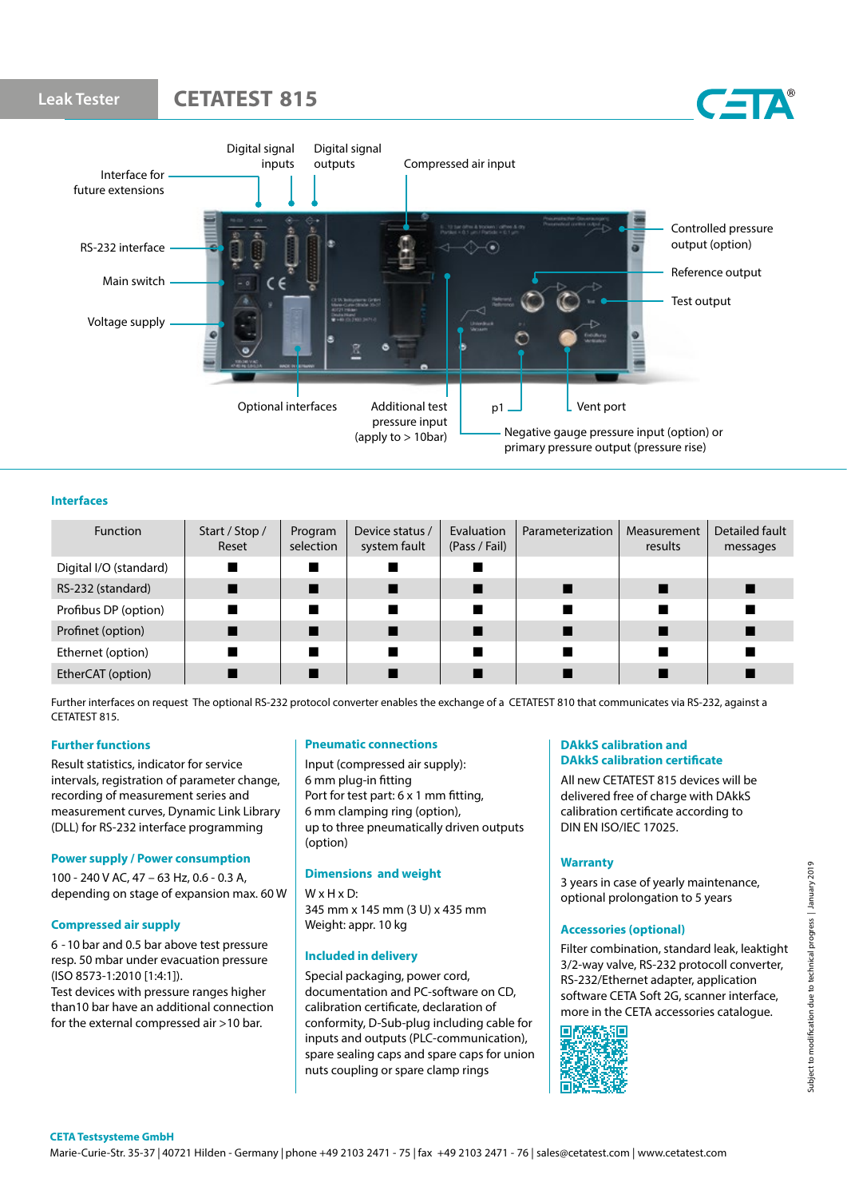Leak Tester

# CETATEST 815

Digital signal inputs
Digital signal outputs
Compressed air input
Interface for future extensions
RS-232 interface
Main switch
Voltage supply
Controlled pressure output (option)
Reference output
Test output
Optional interfaces
Additional test pressure input (apply to > 10bar)
p1
Vent port
Negative gauge pressure input (option) or primary pressure output (pressure rise)

## Interfaces

| Function | Start / Stop / Reset | Program selection | Device status / system fault | Evaluation (Pass / Fail) | Parameterization | Measurement results | Detailed fault messages |
|---|---|---|---|---|---|---|---|
| Digital I/O (standard) | ■ | ■ | ■ | ■ | | | |
| RS-232 (standard) | ■ | ■ | ■ | ■ | ■ | ■ | ■ |
| Profibus DP (option) | ■ | ■ | ■ | ■ | ■ | ■ | ■ |
| Profinet (option) | ■ | ■ | ■ | ■ | ■ | ■ | ■ |
| Ethernet (option) | ■ | ■ | ■ | ■ | ■ | ■ | ■ |
| EtherCAT (option) | ■ | ■ | ■ | ■ | ■ | ■ | ■ |

Further interfaces on request The optional RS-232 protocol converter enables the exchange of a CETATEST 810 that communicates via RS-232, against a CETATEST 815.

### Further functions

Result statistics, indicator for service intervals, registration of parameter change, recording of measurement series and measurement curves, Dynamic Link Library (DLL) for RS-232 interface programming

### Power supply / Power consumption

100 - 240 V AC, 47 – 63 Hz, 0.6 - 0.3 A, depending on stage of expansion max. 60 W

### Compressed air supply

6 - 10 bar and 0.5 bar above test pressure resp. 50 mbar under evacuation pressure (ISO 8573-1:2010 [1:4:1]).
Test devices with pressure ranges higher than10 bar have an additional connection for the external compressed air >10 bar.

### Pneumatic connections

Input (compressed air supply):
6 mm plug-in fitting
Port for test part: 6 x 1 mm fitting,
6 mm clamping ring (option),
up to three pneumatically driven outputs (option)

### Dimensions and weight

W x H x D:
345 mm x 145 mm (3 U) x 435 mm
Weight: appr. 10 kg

### Included in delivery

Special packaging, power cord, documentation and PC-software on CD, calibration certificate, declaration of conformity, D-Sub-plug including cable for inputs and outputs (PLC-communication), spare sealing caps and spare caps for union nuts coupling or spare clamp rings

### DAkkS calibration and DAkkS calibration certificate

All new CETATEST 815 devices will be delivered free of charge with DAkkS calibration certificate according to DIN EN ISO/IEC 17025.

### Warranty

3 years in case of yearly maintenance, optional prolongation to 5 years

### Accessories (optional)

Filter combination, standard leak, leaktight 3/2-way valve, RS-232 protocoll converter, RS-232/Ethernet adapter, application software CETA Soft 2G, scanner interface, more in the CETA accessories catalogue.

Subject to modification due to technical progress | January 2019

**CETA Testsysteme GmbH**
Marie-Curie-Str. 35-37 | 40721 Hilden - Germany | phone +49 2103 2471 - 75 | fax +49 2103 2471 - 76 | sales@cetatest.com | www.cetatest.com